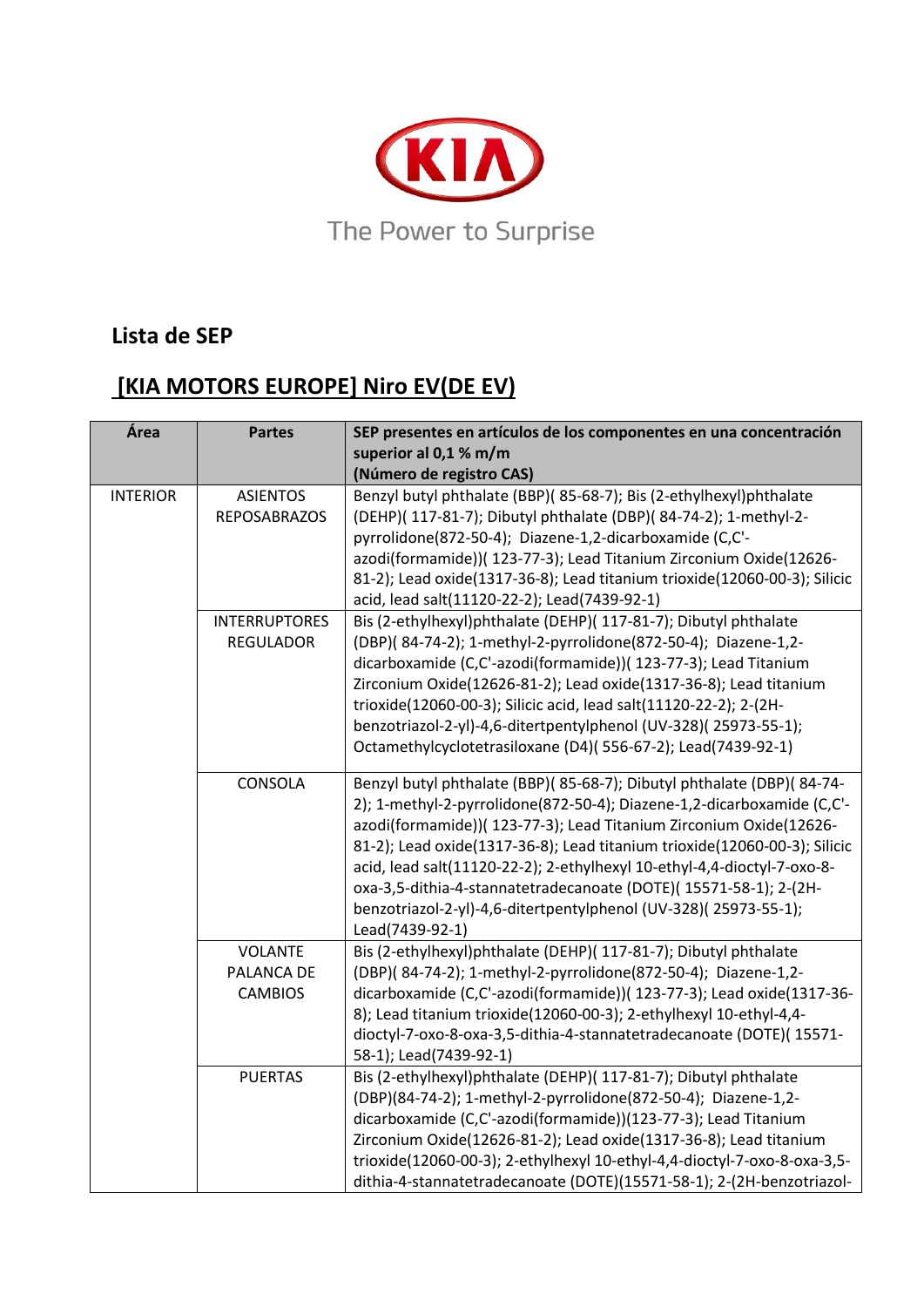The Power to Surprise

## Lista de SEP

## [KIA MOTORS EUROPE] Niro EV(DE EV)

| Área | Partes | SEP presentes en artículos de los componentes en una concentración superior al 0,1 % m/m (Número de registro CAS) |
|---|---|---|
| INTERIOR | ASIENTOS REPOSABRAZOS | Benzyl butyl phthalate (BBP)( 85-68-7); Bis (2-ethylhexyl)phthalate (DEHP)( 117-81-7); Dibutyl phthalate (DBP)( 84-74-2); 1-methyl-2-pyrrolidone(872-50-4); Diazene-1,2-dicarboxamide (C,C'-azodi(formamide))( 123-77-3); Lead Titanium Zirconium Oxide(12626-81-2); Lead oxide(1317-36-8); Lead titanium trioxide(12060-00-3); Silicic acid, lead salt(11120-22-2); Lead(7439-92-1) |
| | INTERRUPTORES REGULADOR | Bis (2-ethylhexyl)phthalate (DEHP)( 117-81-7); Dibutyl phthalate (DBP)( 84-74-2); 1-methyl-2-pyrrolidone(872-50-4); Diazene-1,2-dicarboxamide (C,C'-azodi(formamide))( 123-77-3); Lead Titanium Zirconium Oxide(12626-81-2); Lead oxide(1317-36-8); Lead titanium trioxide(12060-00-3); Silicic acid, lead salt(11120-22-2); 2-(2H-benzotriazol-2-yl)-4,6-ditertpentylphenol (UV-328)( 25973-55-1); Octamethylcyclotetrasiloxane (D4)( 556-67-2); Lead(7439-92-1) |
| | CONSOLA | Benzyl butyl phthalate (BBP)( 85-68-7); Dibutyl phthalate (DBP)( 84-74-2); 1-methyl-2-pyrrolidone(872-50-4); Diazene-1,2-dicarboxamide (C,C'-azodi(formamide))( 123-77-3); Lead Titanium Zirconium Oxide(12626-81-2); Lead oxide(1317-36-8); Lead titanium trioxide(12060-00-3); Silicic acid, lead salt(11120-22-2); 2-ethylhexyl 10-ethyl-4,4-dioctyl-7-oxo-8-oxa-3,5-dithia-4-stannatetradecanoate (DOTE)( 15571-58-1); 2-(2H-benzotriazol-2-yl)-4,6-ditertpentylphenol (UV-328)( 25973-55-1); Lead(7439-92-1) |
| | VOLANTE PALANCA DE CAMBIOS | Bis (2-ethylhexyl)phthalate (DEHP)( 117-81-7); Dibutyl phthalate (DBP)( 84-74-2); 1-methyl-2-pyrrolidone(872-50-4); Diazene-1,2-dicarboxamide (C,C'-azodi(formamide))( 123-77-3); Lead oxide(1317-36-8); Lead titanium trioxide(12060-00-3); 2-ethylhexyl 10-ethyl-4,4-dioctyl-7-oxo-8-oxa-3,5-dithia-4-stannatetradecanoate (DOTE)( 15571-58-1); Lead(7439-92-1) |
| | PUERTAS | Bis (2-ethylhexyl)phthalate (DEHP)( 117-81-7); Dibutyl phthalate (DBP)(84-74-2); 1-methyl-2-pyrrolidone(872-50-4); Diazene-1,2-dicarboxamide (C,C'-azodi(formamide))(123-77-3); Lead Titanium Zirconium Oxide(12626-81-2); Lead oxide(1317-36-8); Lead titanium trioxide(12060-00-3); 2-ethylhexyl 10-ethyl-4,4-dioctyl-7-oxo-8-oxa-3,5-dithia-4-stannatetradecanoate (DOTE)(15571-58-1); 2-(2H-benzotriazol- |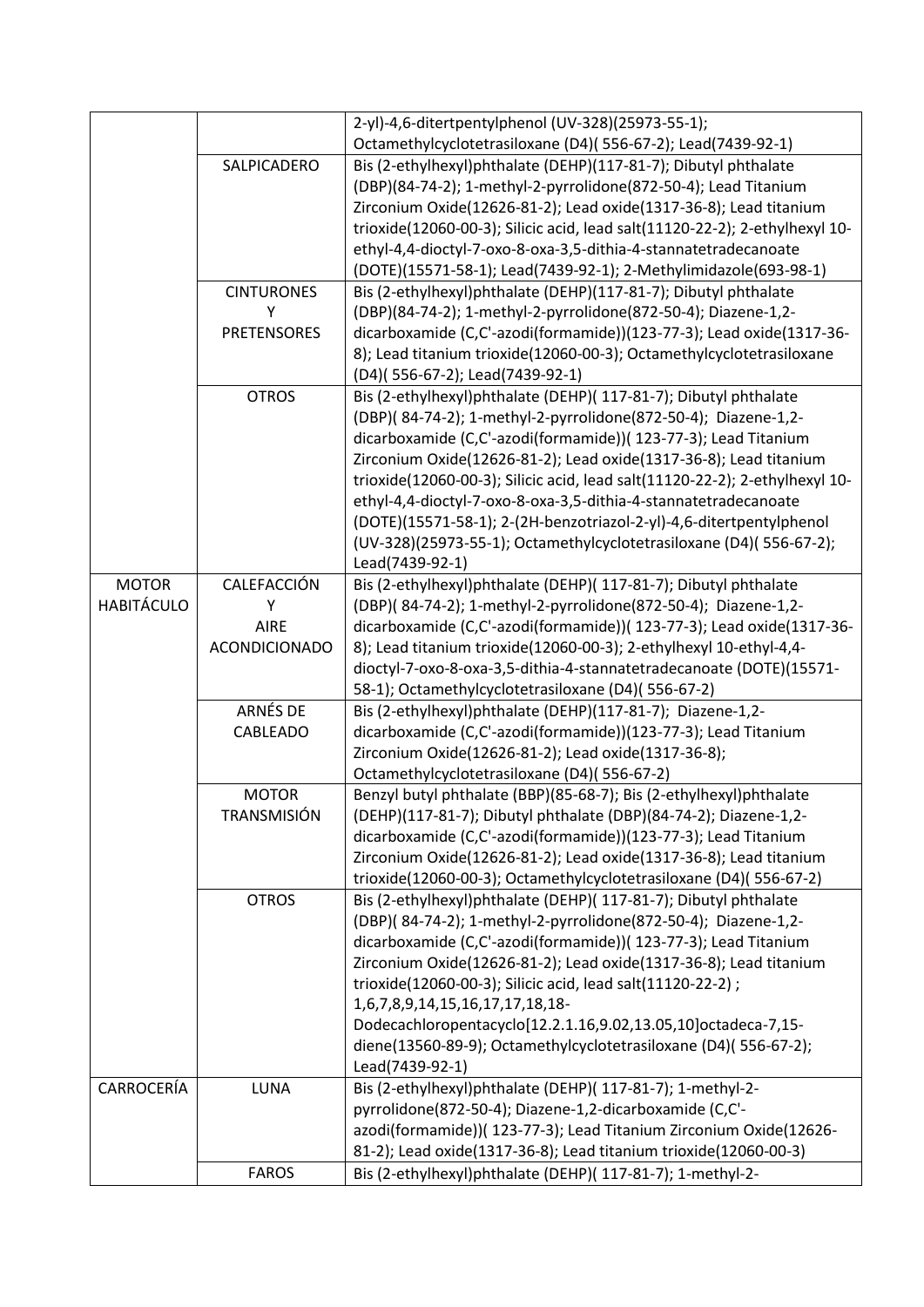|  |  |  |
|---|---|---|
|  |  | 2-yl)-4,6-ditertpentylphenol (UV-328)(25973-55-1); Octamethylcyclotetrasiloxane (D4)( 556-67-2); Lead(7439-92-1) |
|  | SALPICADERO | Bis (2-ethylhexyl)phthalate (DEHP)(117-81-7); Dibutyl phthalate (DBP)(84-74-2); 1-methyl-2-pyrrolidone(872-50-4); Lead Titanium Zirconium Oxide(12626-81-2); Lead oxide(1317-36-8); Lead titanium trioxide(12060-00-3); Silicic acid, lead salt(11120-22-2); 2-ethylhexyl 10-ethyl-4,4-dioctyl-7-oxo-8-oxa-3,5-dithia-4-stannatetradecanoate (DOTE)(15571-58-1); Lead(7439-92-1); 2-Methylimidazole(693-98-1) |
|  | CINTURONES Y PRETENSORES | Bis (2-ethylhexyl)phthalate (DEHP)(117-81-7); Dibutyl phthalate (DBP)(84-74-2); 1-methyl-2-pyrrolidone(872-50-4); Diazene-1,2-dicarboxamide (C,C'-azodi(formamide))(123-77-3); Lead oxide(1317-36-8); Lead titanium trioxide(12060-00-3); Octamethylcyclotetrasiloxane (D4)( 556-67-2); Lead(7439-92-1) |
|  | OTROS | Bis (2-ethylhexyl)phthalate (DEHP)( 117-81-7); Dibutyl phthalate (DBP)( 84-74-2); 1-methyl-2-pyrrolidone(872-50-4); Diazene-1,2-dicarboxamide (C,C'-azodi(formamide))( 123-77-3); Lead Titanium Zirconium Oxide(12626-81-2); Lead oxide(1317-36-8); Lead titanium trioxide(12060-00-3); Silicic acid, lead salt(11120-22-2); 2-ethylhexyl 10-ethyl-4,4-dioctyl-7-oxo-8-oxa-3,5-dithia-4-stannatetradecanoate (DOTE)(15571-58-1); 2-(2H-benzotriazol-2-yl)-4,6-ditertpentylphenol (UV-328)(25973-55-1); Octamethylcyclotetrasiloxane (D4)( 556-67-2); Lead(7439-92-1) |
| MOTOR HABITÁCULO | CALEFACCIÓN Y AIRE ACONDICIONADO | Bis (2-ethylhexyl)phthalate (DEHP)( 117-81-7); Dibutyl phthalate (DBP)( 84-74-2); 1-methyl-2-pyrrolidone(872-50-4); Diazene-1,2-dicarboxamide (C,C'-azodi(formamide))( 123-77-3); Lead oxide(1317-36-8); Lead titanium trioxide(12060-00-3); 2-ethylhexyl 10-ethyl-4,4-dioctyl-7-oxo-8-oxa-3,5-dithia-4-stannatetradecanoate (DOTE)(15571-58-1); Octamethylcyclotetrasiloxane (D4)( 556-67-2) |
|  | ARNÉS DE CABLEADO | Bis (2-ethylhexyl)phthalate (DEHP)(117-81-7); Diazene-1,2-dicarboxamide (C,C'-azodi(formamide))(123-77-3); Lead Titanium Zirconium Oxide(12626-81-2); Lead oxide(1317-36-8); Octamethylcyclotetrasiloxane (D4)( 556-67-2) |
|  | MOTOR TRANSMISIÓN | Benzyl butyl phthalate (BBP)(85-68-7); Bis (2-ethylhexyl)phthalate (DEHP)(117-81-7); Dibutyl phthalate (DBP)(84-74-2); Diazene-1,2-dicarboxamide (C,C'-azodi(formamide))(123-77-3); Lead Titanium Zirconium Oxide(12626-81-2); Lead oxide(1317-36-8); Lead titanium trioxide(12060-00-3); Octamethylcyclotetrasiloxane (D4)( 556-67-2) |
|  | OTROS | Bis (2-ethylhexyl)phthalate (DEHP)( 117-81-7); Dibutyl phthalate (DBP)( 84-74-2); 1-methyl-2-pyrrolidone(872-50-4); Diazene-1,2-dicarboxamide (C,C'-azodi(formamide))( 123-77-3); Lead Titanium Zirconium Oxide(12626-81-2); Lead oxide(1317-36-8); Lead titanium trioxide(12060-00-3); Silicic acid, lead salt(11120-22-2) ; 1,6,7,8,9,14,15,16,17,17,18,18-Dodecachloropentacyclo[12.2.1.16,9.02,13.05,10]octadeca-7,15-diene(13560-89-9); Octamethylcyclotetrasiloxane (D4)( 556-67-2); Lead(7439-92-1) |
| CARROCERÍA | LUNA | Bis (2-ethylhexyl)phthalate (DEHP)( 117-81-7); 1-methyl-2-pyrrolidone(872-50-4); Diazene-1,2-dicarboxamide (C,C'-azodi(formamide))( 123-77-3); Lead Titanium Zirconium Oxide(12626-81-2); Lead oxide(1317-36-8); Lead titanium trioxide(12060-00-3) |
|  | FAROS | Bis (2-ethylhexyl)phthalate (DEHP)( 117-81-7); 1-methyl-2- |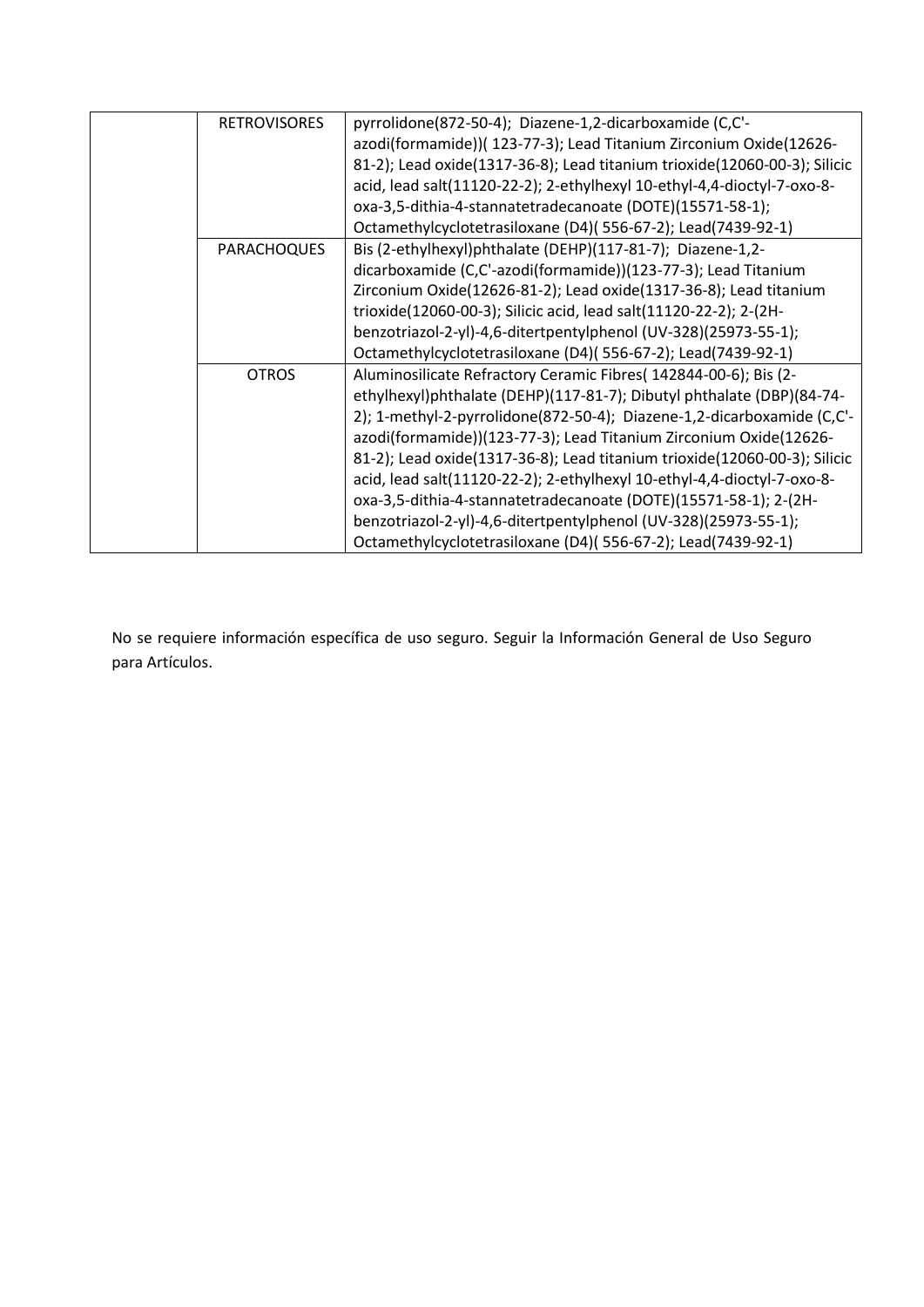| | | |
|---|---|---|
| | RETROVISORES | pyrrolidone(872-50-4); Diazene-1,2-dicarboxamide (C,C'-azodi(formamide))( 123-77-3); Lead Titanium Zirconium Oxide(12626-81-2); Lead oxide(1317-36-8); Lead titanium trioxide(12060-00-3); Silicic acid, lead salt(11120-22-2); 2-ethylhexyl 10-ethyl-4,4-dioctyl-7-oxo-8-oxa-3,5-dithia-4-stannatetradecanoate (DOTE)(15571-58-1); Octamethylcyclotetrasiloxane (D4)( 556-67-2); Lead(7439-92-1) |
| | PARACHOQUES | Bis (2-ethylhexyl)phthalate (DEHP)(117-81-7); Diazene-1,2-dicarboxamide (C,C'-azodi(formamide))(123-77-3); Lead Titanium Zirconium Oxide(12626-81-2); Lead oxide(1317-36-8); Lead titanium trioxide(12060-00-3); Silicic acid, lead salt(11120-22-2); 2-(2H-benzotriazol-2-yl)-4,6-ditertpentylphenol (UV-328)(25973-55-1); Octamethylcyclotetrasiloxane (D4)( 556-67-2); Lead(7439-92-1) |
| | OTROS | Aluminosilicate Refractory Ceramic Fibres( 142844-00-6); Bis (2-ethylhexyl)phthalate (DEHP)(117-81-7); Dibutyl phthalate (DBP)(84-74-2); 1-methyl-2-pyrrolidone(872-50-4); Diazene-1,2-dicarboxamide (C,C'-azodi(formamide))(123-77-3); Lead Titanium Zirconium Oxide(12626-81-2); Lead oxide(1317-36-8); Lead titanium trioxide(12060-00-3); Silicic acid, lead salt(11120-22-2); 2-ethylhexyl 10-ethyl-4,4-dioctyl-7-oxo-8-oxa-3,5-dithia-4-stannatetradecanoate (DOTE)(15571-58-1); 2-(2H-benzotriazol-2-yl)-4,6-ditertpentylphenol (UV-328)(25973-55-1); Octamethylcyclotetrasiloxane (D4)( 556-67-2); Lead(7439-92-1) |

No se requiere información específica de uso seguro. Seguir la Información General de Uso Seguro para Artículos.